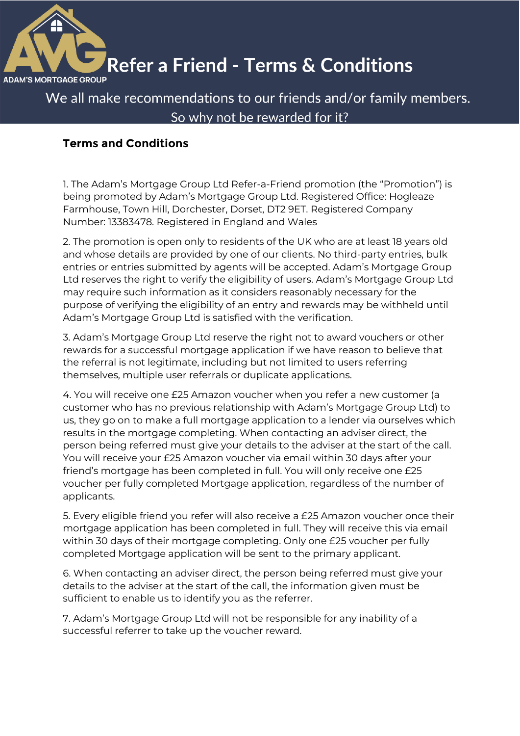ADAM'S MORTGAGE GROUP

# Refer a Friend - Terms & Conditions

We all make recommendations to our friends and/or family members.
So why not be rewarded for it?

## Terms and Conditions

1. The Adam's Mortgage Group Ltd Refer-a-Friend promotion (the "Promotion") is being promoted by Adam's Mortgage Group Ltd. Registered Office: Hogleaze Farmhouse, Town Hill, Dorchester, Dorset, DT2 9ET. Registered Company Number: 13383478. Registered in England and Wales

2. The promotion is open only to residents of the UK who are at least 18 years old and whose details are provided by one of our clients. No third-party entries, bulk entries or entries submitted by agents will be accepted. Adam's Mortgage Group Ltd reserves the right to verify the eligibility of users. Adam's Mortgage Group Ltd may require such information as it considers reasonably necessary for the purpose of verifying the eligibility of an entry and rewards may be withheld until Adam's Mortgage Group Ltd is satisfied with the verification.

3. Adam's Mortgage Group Ltd reserve the right not to award vouchers or other rewards for a successful mortgage application if we have reason to believe that the referral is not legitimate, including but not limited to users referring themselves, multiple user referrals or duplicate applications.

4. You will receive one £25 Amazon voucher when you refer a new customer (a customer who has no previous relationship with Adam's Mortgage Group Ltd) to us, they go on to make a full mortgage application to a lender via ourselves which results in the mortgage completing. When contacting an adviser direct, the person being referred must give your details to the adviser at the start of the call. You will receive your £25 Amazon voucher via email within 30 days after your friend's mortgage has been completed in full. You will only receive one £25 voucher per fully completed Mortgage application, regardless of the number of applicants.

5. Every eligible friend you refer will also receive a £25 Amazon voucher once their mortgage application has been completed in full. They will receive this via email within 30 days of their mortgage completing. Only one £25 voucher per fully completed Mortgage application will be sent to the primary applicant.

6. When contacting an adviser direct, the person being referred must give your details to the adviser at the start of the call, the information given must be sufficient to enable us to identify you as the referrer.

7. Adam's Mortgage Group Ltd will not be responsible for any inability of a successful referrer to take up the voucher reward.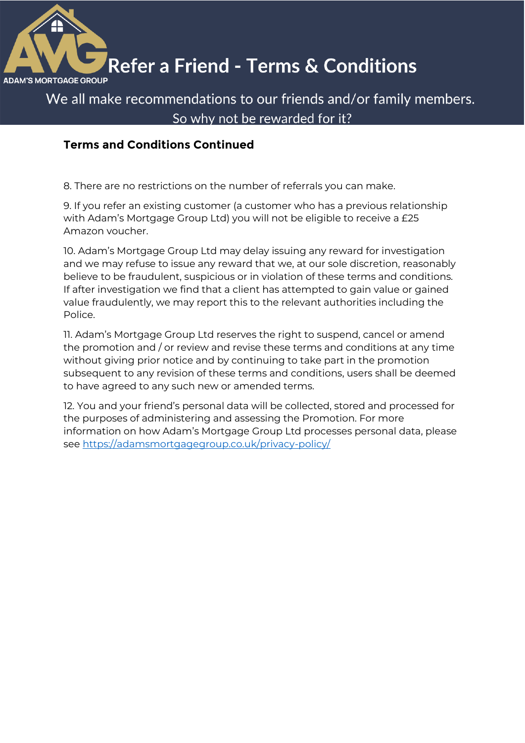# Refer a Friend - Terms & Conditions

ADAM'S MORTGAGE GROUP

We all make recommendations to our friends and/or family members.
So why not be rewarded for it?

**Terms and Conditions Continued**

8. There are no restrictions on the number of referrals you can make.

9. If you refer an existing customer (a customer who has a previous relationship with Adam's Mortgage Group Ltd) you will not be eligible to receive a £25 Amazon voucher.

10. Adam's Mortgage Group Ltd may delay issuing any reward for investigation and we may refuse to issue any reward that we, at our sole discretion, reasonably believe to be fraudulent, suspicious or in violation of these terms and conditions. If after investigation we find that a client has attempted to gain value or gained value fraudulently, we may report this to the relevant authorities including the Police.

11. Adam's Mortgage Group Ltd reserves the right to suspend, cancel or amend the promotion and / or review and revise these terms and conditions at any time without giving prior notice and by continuing to take part in the promotion subsequent to any revision of these terms and conditions, users shall be deemed to have agreed to any such new or amended terms.

12. You and your friend's personal data will be collected, stored and processed for the purposes of administering and assessing the Promotion. For more information on how Adam's Mortgage Group Ltd processes personal data, please see https://adamsmortgagegroup.co.uk/privacy-policy/